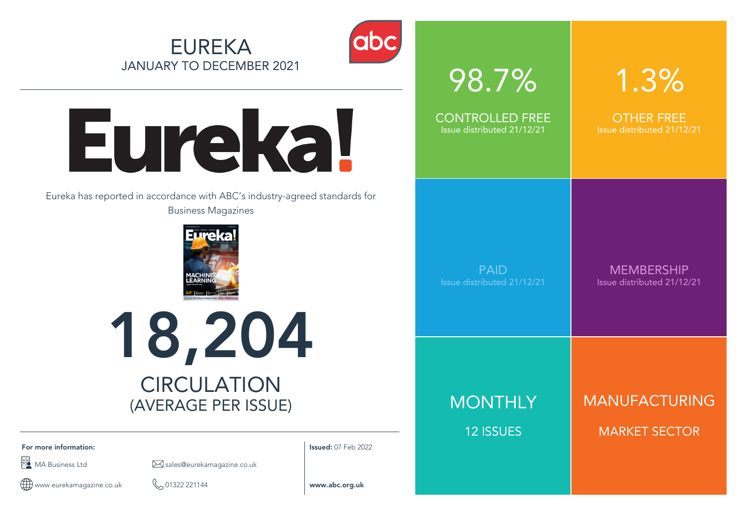# EUREKA

JANUARY TO DECEMBER 2021

# Eureka!

Eureka has reported in accordance with ABC's industry-agreed standards for Business Magazines

# 18,204

## CIRCULATION
(AVERAGE PER ISSUE)

**For more information:**

MA Business Ltd

sales@eurekamagazine.co.uk

www.eurekamagazine.co.uk

01322 221144

**Issued:** 07 Feb 2022

**www.abc.org.uk**

**98.7%**
CONTROLLED FREE
Issue distributed 21/12/21

**1.3%**
OTHER FREE
Issue distributed 21/12/21

PAID
Issue distributed 21/12/21

MEMBERSHIP
Issue distributed 21/12/21

MONTHLY
12 ISSUES

MANUFACTURING
MARKET SECTOR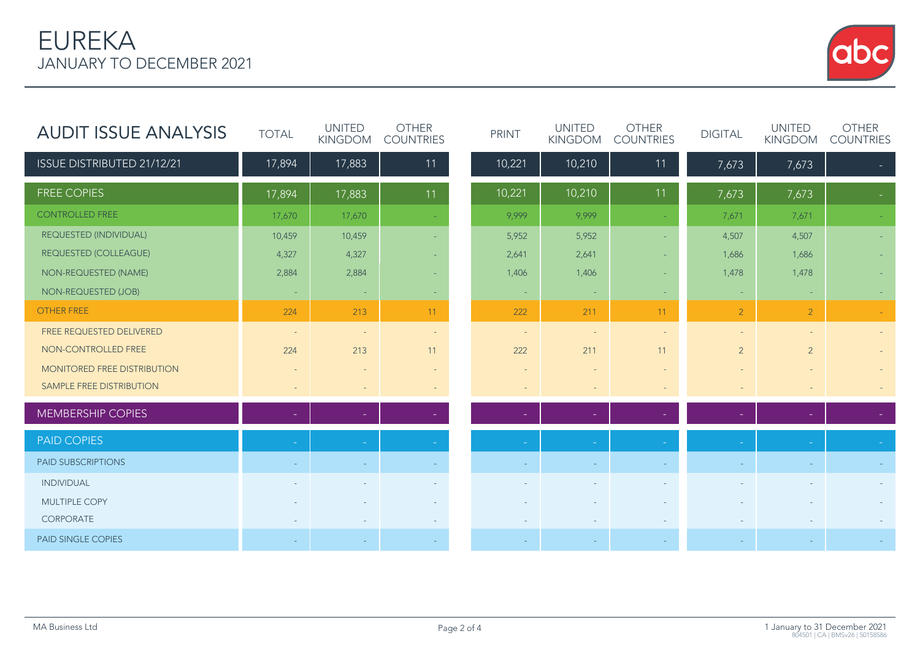# EUREKA
## JANUARY TO DECEMBER 2021

| AUDIT ISSUE ANALYSIS | TOTAL | UNITED KINGDOM | OTHER COUNTRIES | PRINT | UNITED KINGDOM | OTHER COUNTRIES | DIGITAL | UNITED KINGDOM | OTHER COUNTRIES |
|---|---|---|---|---|---|---|---|---|---|
| ISSUE DISTRIBUTED 21/12/21 | 17,894 | 17,883 | 11 | 10,221 | 10,210 | 11 | 7,673 | 7,673 | - |
| FREE COPIES | 17,894 | 17,883 | 11 | 10,221 | 10,210 | 11 | 7,673 | 7,673 | - |
| CONTROLLED FREE | 17,670 | 17,670 | - | 9,999 | 9,999 | - | 7,671 | 7,671 | - |
| REQUESTED (INDIVIDUAL) | 10,459 | 10,459 | - | 5,952 | 5,952 | - | 4,507 | 4,507 | - |
| REQUESTED (COLLEAGUE) | 4,327 | 4,327 | - | 2,641 | 2,641 | - | 1,686 | 1,686 | - |
| NON-REQUESTED (NAME) | 2,884 | 2,884 | - | 1,406 | 1,406 | - | 1,478 | 1,478 | - |
| NON-REQUESTED (JOB) | - | - | - | - | - | - | - | - | - |
| OTHER FREE | 224 | 213 | 11 | 222 | 211 | 11 | 2 | 2 | - |
| FREE REQUESTED DELIVERED | - | - | - | - | - | - | - | - | - |
| NON-CONTROLLED FREE | 224 | 213 | 11 | 222 | 211 | 11 | 2 | 2 | - |
| MONITORED FREE DISTRIBUTION | - | - | - | - | - | - | - | - | - |
| SAMPLE FREE DISTRIBUTION | - | - | - | - | - | - | - | - | - |
| MEMBERSHIP COPIES | - | - | - | - | - | - | - | - | - |
| PAID COPIES | - | - | - | - | - | - | - | - | - |
| PAID SUBSCRIPTIONS | - | - | - | - | - | - | - | - | - |
| INDIVIDUAL | - | - | - | - | - | - | - | - | - |
| MULTIPLE COPY | - | - | - | - | - | - | - | - | - |
| CORPORATE | - | - | - | - | - | - | - | - | - |
| PAID SINGLE COPIES | - | - | - | - | - | - | - | - | - |

MA Business Ltd

1 January to 31 December 2021
804501 | CA | BMSv26 | S0158586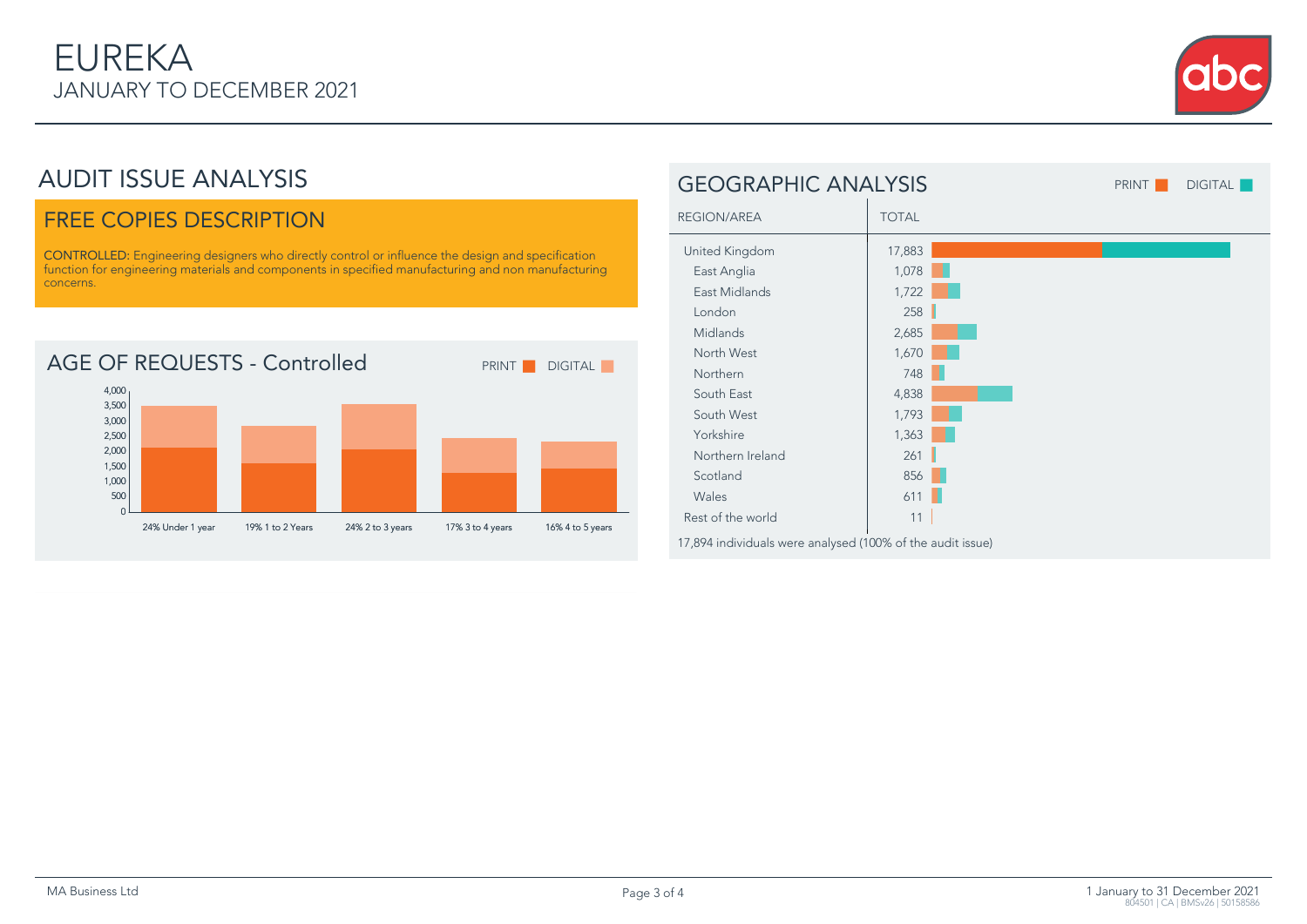# EUREKA
## JANUARY TO DECEMBER 2021

## AUDIT ISSUE ANALYSIS

### FREE COPIES DESCRIPTION

CONTROLLED: Engineering designers who directly control or influence the design and specification function for engineering materials and components in specified manufacturing and non manufacturing concerns.

### AGE OF REQUESTS - Controlled

PRINT | DIGITAL

| Age | Percentage |
|---|---|
| Under 1 year | 24% |
| 1 to 2 Years | 19% |
| 2 to 3 years | 24% |
| 3 to 4 years | 17% |
| 4 to 5 years | 16% |

## GEOGRAPHIC ANALYSIS

PRINT | DIGITAL

| REGION/AREA | TOTAL |
|---|---|
| United Kingdom | 17,883 |
| East Anglia | 1,078 |
| East Midlands | 1,722 |
| London | 258 |
| Midlands | 2,685 |
| North West | 1,670 |
| Northern | 748 |
| South East | 4,838 |
| South West | 1,793 |
| Yorkshire | 1,363 |
| Northern Ireland | 261 |
| Scotland | 856 |
| Wales | 611 |
| Rest of the world | 11 |

17,894 individuals were analysed (100% of the audit issue)

MA Business Ltd

1 January to 31 December 2021
804501 | CA | BMSv26 | S0158586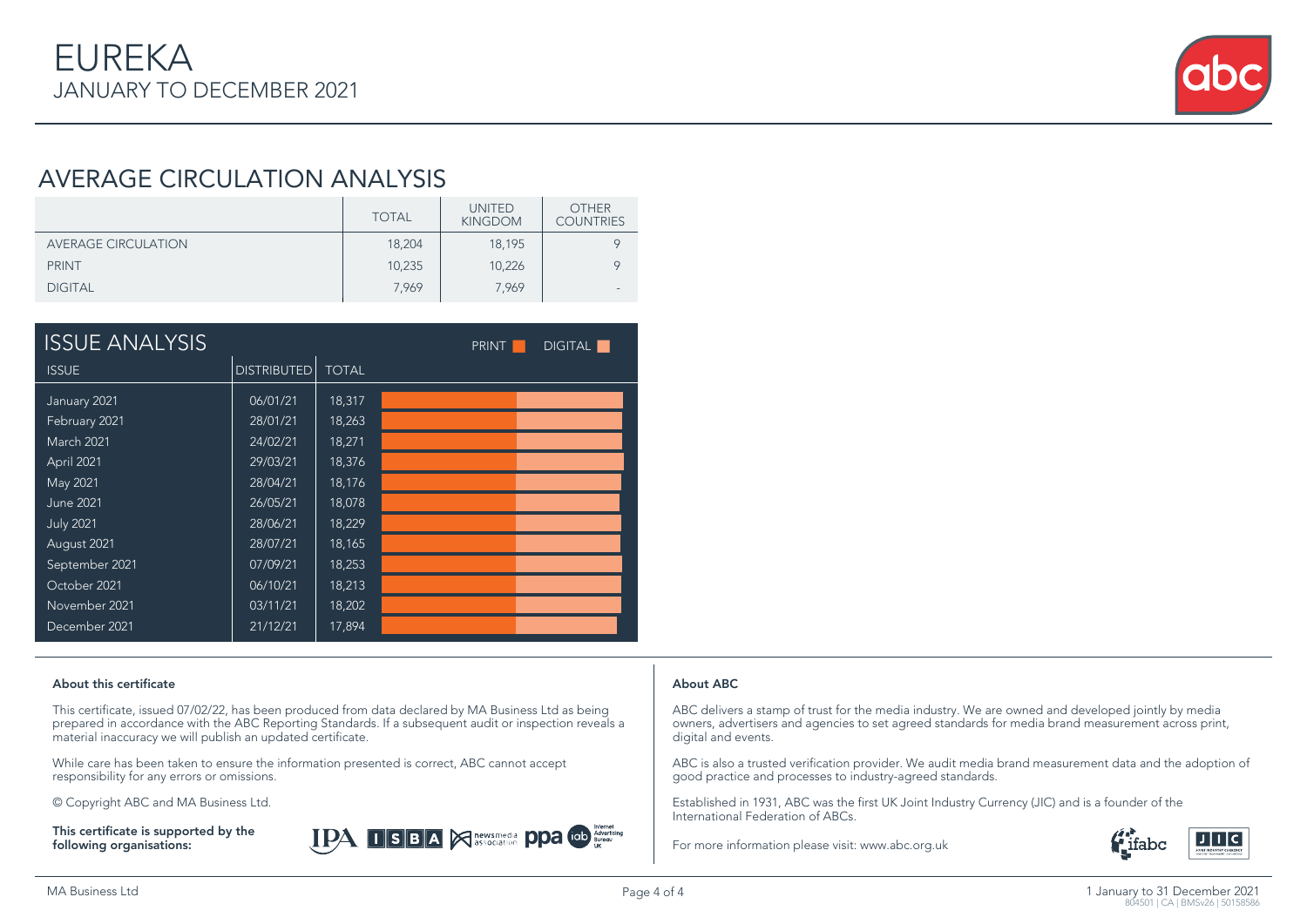# EUREKA
## JANUARY TO DECEMBER 2021

## AVERAGE CIRCULATION ANALYSIS

| | TOTAL | UNITED KINGDOM | OTHER COUNTRIES |
|---|---|---|---|
| AVERAGE CIRCULATION | 18,204 | 18,195 | 9 |
| PRINT | 10,235 | 10,226 | 9 |
| DIGITAL | 7,969 | 7,969 | - |

## ISSUE ANALYSIS

PRINT DIGITAL

| ISSUE | DISTRIBUTED | TOTAL |
|---|---|---|
| January 2021 | 06/01/21 | 18,317 |
| February 2021 | 28/01/21 | 18,263 |
| March 2021 | 24/02/21 | 18,271 |
| April 2021 | 29/03/21 | 18,376 |
| May 2021 | 28/04/21 | 18,176 |
| June 2021 | 26/05/21 | 18,078 |
| July 2021 | 28/06/21 | 18,229 |
| August 2021 | 28/07/21 | 18,165 |
| September 2021 | 07/09/21 | 18,253 |
| October 2021 | 06/10/21 | 18,213 |
| November 2021 | 03/11/21 | 18,202 |
| December 2021 | 21/12/21 | 17,894 |

**About this certificate**

This certificate, issued 07/02/22, has been produced from data declared by MA Business Ltd as being prepared in accordance with the ABC Reporting Standards. If a subsequent audit or inspection reveals a material inaccuracy we will publish an updated certificate.

While care has been taken to ensure the information presented is correct, ABC cannot accept responsibility for any errors or omissions.

© Copyright ABC and MA Business Ltd.

**This certificate is supported by the following organisations:**

**About ABC**

ABC delivers a stamp of trust for the media industry. We are owned and developed jointly by media owners, advertisers and agencies to set agreed standards for media brand measurement across print, digital and events.

ABC is also a trusted verification provider. We audit media brand measurement data and the adoption of good practice and processes to industry-agreed standards.

Established in 1931, ABC was the first UK Joint Industry Currency (JIC) and is a founder of the International Federation of ABCs.

For more information please visit: www.abc.org.uk

MA Business Ltd

1 January to 31 December 2021
804501 | CA | BMSv26 | S0158586